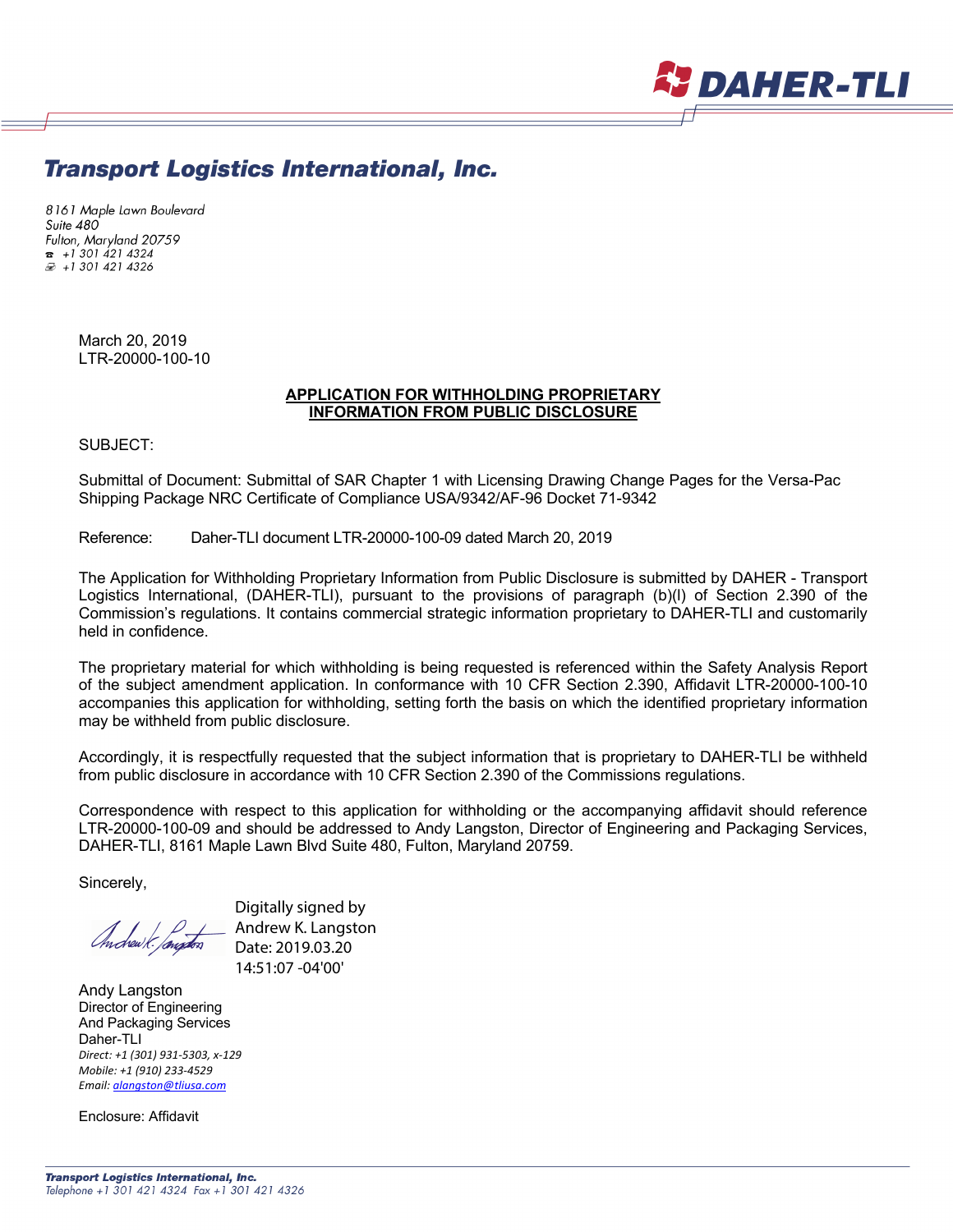DAHER-TLI

# Transport Logistics International, Inc.

*8161 Maple Lawn Boulevard*
*Suite 480*
*Fulton, Maryland 20759*
*☎ +1 301 421 4324*
*+1 301 421 4326*

March 20, 2019
LTR-20000-100-10

**APPLICATION FOR WITHHOLDING PROPRIETARY INFORMATION FROM PUBLIC DISCLOSURE**

SUBJECT:

Submittal of Document: Submittal of SAR Chapter 1 with Licensing Drawing Change Pages for the Versa-Pac Shipping Package NRC Certificate of Compliance USA/9342/AF-96 Docket 71-9342

Reference: Daher-TLI document LTR-20000-100-09 dated March 20, 2019

The Application for Withholding Proprietary Information from Public Disclosure is submitted by DAHER - Transport Logistics International, (DAHER-TLI), pursuant to the provisions of paragraph (b)(l) of Section 2.390 of the Commission's regulations. It contains commercial strategic information proprietary to DAHER-TLI and customarily held in confidence.

The proprietary material for which withholding is being requested is referenced within the Safety Analysis Report of the subject amendment application. In conformance with 10 CFR Section 2.390, Affidavit LTR-20000-100-10 accompanies this application for withholding, setting forth the basis on which the identified proprietary information may be withheld from public disclosure.

Accordingly, it is respectfully requested that the subject information that is proprietary to DAHER-TLI be withheld from public disclosure in accordance with 10 CFR Section 2.390 of the Commissions regulations.

Correspondence with respect to this application for withholding or the accompanying affidavit should reference LTR-20000-100-09 and should be addressed to Andy Langston, Director of Engineering and Packaging Services, DAHER-TLI, 8161 Maple Lawn Blvd Suite 480, Fulton, Maryland 20759.

Sincerely,

Digitally signed by Andrew K. Langston
Date: 2019.03.20 14:51:07 -04'00'

Andy Langston
Director of Engineering
And Packaging Services
Daher-TLI
*Direct: +1 (301) 931-5303, x-129*
*Mobile: +1 (910) 233-4529*
*Email: alangston@tliusa.com*

Enclosure: Affidavit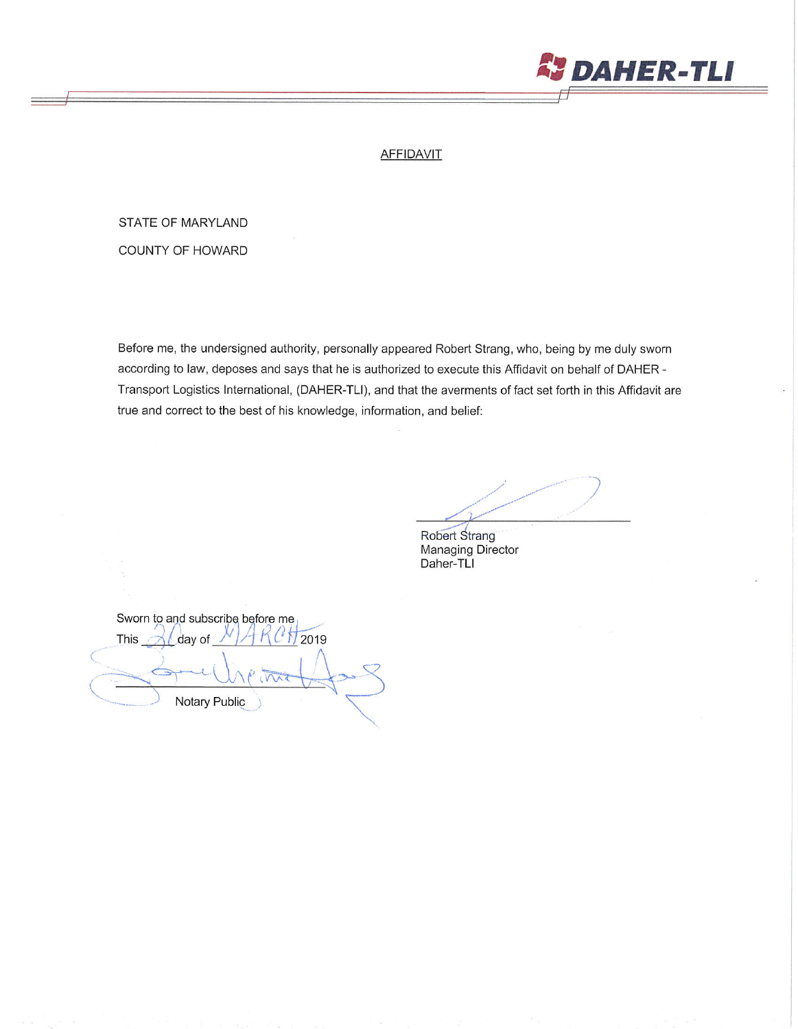DAHER-TLI

# AFFIDAVIT

STATE OF MARYLAND

COUNTY OF HOWARD

Before me, the undersigned authority, personally appeared Robert Strang, who, being by me duly sworn according to law, deposes and says that he is authorized to execute this Affidavit on behalf of DAHER - Transport Logistics International, (DAHER-TLI), and that the averments of fact set forth in this Affidavit are true and correct to the best of his knowledge, information, and belief:

\_\_\_\_\_\_\_\_\_\_\_\_\_\_\_\_\_\_\_\_\_\_\_\_\_\_\_\_\_\_

Robert Strang
Managing Director
Daher-TLI

Sworn to and subscribe before me
This 20 day of MARCH 2019

\_\_\_\_\_\_\_\_\_\_\_\_\_\_\_\_\_\_\_\_\_\_\_\_\_\_\_\_\_\_

Notary Public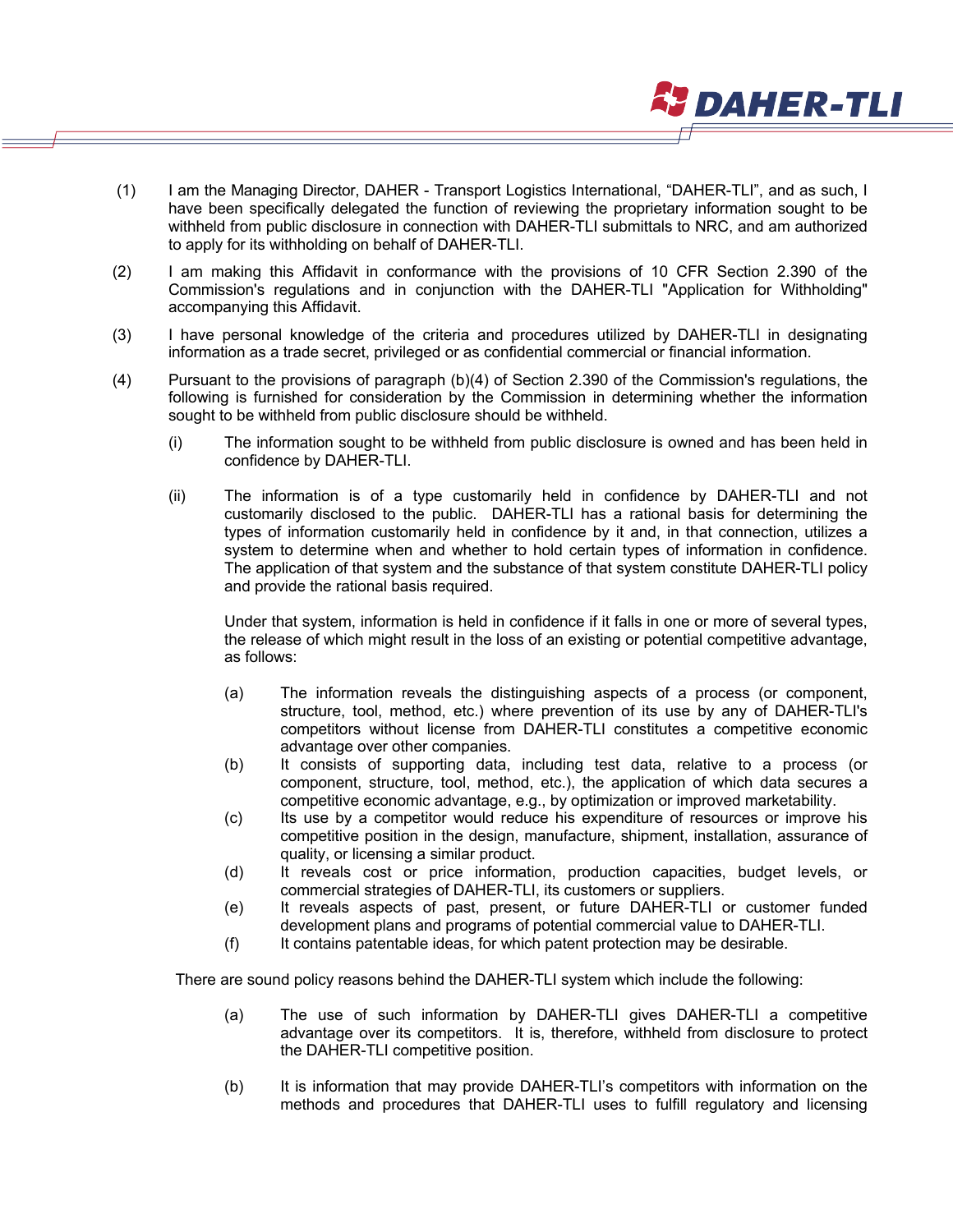(1) I am the Managing Director, DAHER - Transport Logistics International, "DAHER-TLI", and as such, I have been specifically delegated the function of reviewing the proprietary information sought to be withheld from public disclosure in connection with DAHER-TLI submittals to NRC, and am authorized to apply for its withholding on behalf of DAHER-TLI.

(2) I am making this Affidavit in conformance with the provisions of 10 CFR Section 2.390 of the Commission's regulations and in conjunction with the DAHER-TLI "Application for Withholding" accompanying this Affidavit.

(3) I have personal knowledge of the criteria and procedures utilized by DAHER-TLI in designating information as a trade secret, privileged or as confidential commercial or financial information.

(4) Pursuant to the provisions of paragraph (b)(4) of Section 2.390 of the Commission's regulations, the following is furnished for consideration by the Commission in determining whether the information sought to be withheld from public disclosure should be withheld.

  (i) The information sought to be withheld from public disclosure is owned and has been held in confidence by DAHER-TLI.

  (ii) The information is of a type customarily held in confidence by DAHER-TLI and not customarily disclosed to the public. DAHER-TLI has a rational basis for determining the types of information customarily held in confidence by it and, in that connection, utilizes a system to determine when and whether to hold certain types of information in confidence. The application of that system and the substance of that system constitute DAHER-TLI policy and provide the rational basis required.

  Under that system, information is held in confidence if it falls in one or more of several types, the release of which might result in the loss of an existing or potential competitive advantage, as follows:

    (a) The information reveals the distinguishing aspects of a process (or component, structure, tool, method, etc.) where prevention of its use by any of DAHER-TLI's competitors without license from DAHER-TLI constitutes a competitive economic advantage over other companies.
    (b) It consists of supporting data, including test data, relative to a process (or component, structure, tool, method, etc.), the application of which data secures a competitive economic advantage, e.g., by optimization or improved marketability.
    (c) Its use by a competitor would reduce his expenditure of resources or improve his competitive position in the design, manufacture, shipment, installation, assurance of quality, or licensing a similar product.
    (d) It reveals cost or price information, production capacities, budget levels, or commercial strategies of DAHER-TLI, its customers or suppliers.
    (e) It reveals aspects of past, present, or future DAHER-TLI or customer funded development plans and programs of potential commercial value to DAHER-TLI.
    (f) It contains patentable ideas, for which patent protection may be desirable.

  There are sound policy reasons behind the DAHER-TLI system which include the following:

    (a) The use of such information by DAHER-TLI gives DAHER-TLI a competitive advantage over its competitors. It is, therefore, withheld from disclosure to protect the DAHER-TLI competitive position.

    (b) It is information that may provide DAHER-TLI's competitors with information on the methods and procedures that DAHER-TLI uses to fulfill regulatory and licensing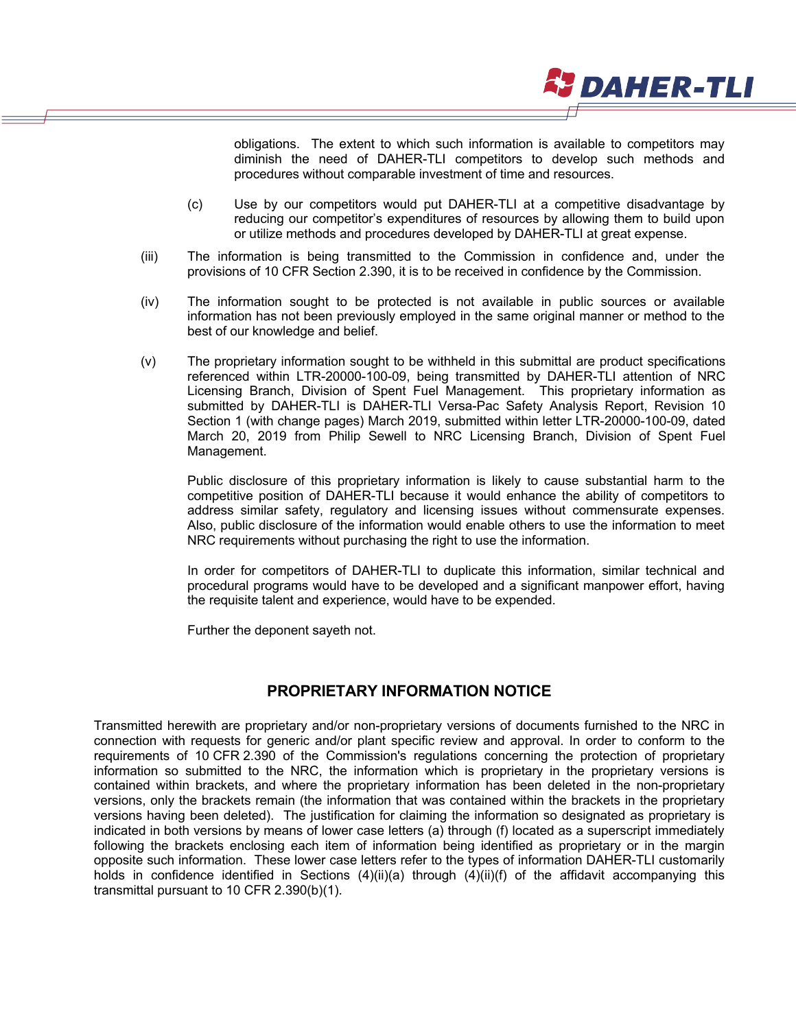obligations. The extent to which such information is available to competitors may diminish the need of DAHER-TLI competitors to develop such methods and procedures without comparable investment of time and resources.

(c) Use by our competitors would put DAHER-TLI at a competitive disadvantage by reducing our competitor's expenditures of resources by allowing them to build upon or utilize methods and procedures developed by DAHER-TLI at great expense.

(iii) The information is being transmitted to the Commission in confidence and, under the provisions of 10 CFR Section 2.390, it is to be received in confidence by the Commission.

(iv) The information sought to be protected is not available in public sources or available information has not been previously employed in the same original manner or method to the best of our knowledge and belief.

(v) The proprietary information sought to be withheld in this submittal are product specifications referenced within LTR-20000-100-09, being transmitted by DAHER-TLI attention of NRC Licensing Branch, Division of Spent Fuel Management. This proprietary information as submitted by DAHER-TLI is DAHER-TLI Versa-Pac Safety Analysis Report, Revision 10 Section 1 (with change pages) March 2019, submitted within letter LTR-20000-100-09, dated March 20, 2019 from Philip Sewell to NRC Licensing Branch, Division of Spent Fuel Management.

Public disclosure of this proprietary information is likely to cause substantial harm to the competitive position of DAHER-TLI because it would enhance the ability of competitors to address similar safety, regulatory and licensing issues without commensurate expenses. Also, public disclosure of the information would enable others to use the information to meet NRC requirements without purchasing the right to use the information.

In order for competitors of DAHER-TLI to duplicate this information, similar technical and procedural programs would have to be developed and a significant manpower effort, having the requisite talent and experience, would have to be expended.

Further the deponent sayeth not.

## PROPRIETARY INFORMATION NOTICE

Transmitted herewith are proprietary and/or non-proprietary versions of documents furnished to the NRC in connection with requests for generic and/or plant specific review and approval. In order to conform to the requirements of 10 CFR 2.390 of the Commission's regulations concerning the protection of proprietary information so submitted to the NRC, the information which is proprietary in the proprietary versions is contained within brackets, and where the proprietary information has been deleted in the non-proprietary versions, only the brackets remain (the information that was contained within the brackets in the proprietary versions having been deleted). The justification for claiming the information so designated as proprietary is indicated in both versions by means of lower case letters (a) through (f) located as a superscript immediately following the brackets enclosing each item of information being identified as proprietary or in the margin opposite such information. These lower case letters refer to the types of information DAHER-TLI customarily holds in confidence identified in Sections (4)(ii)(a) through (4)(ii)(f) of the affidavit accompanying this transmittal pursuant to 10 CFR 2.390(b)(1).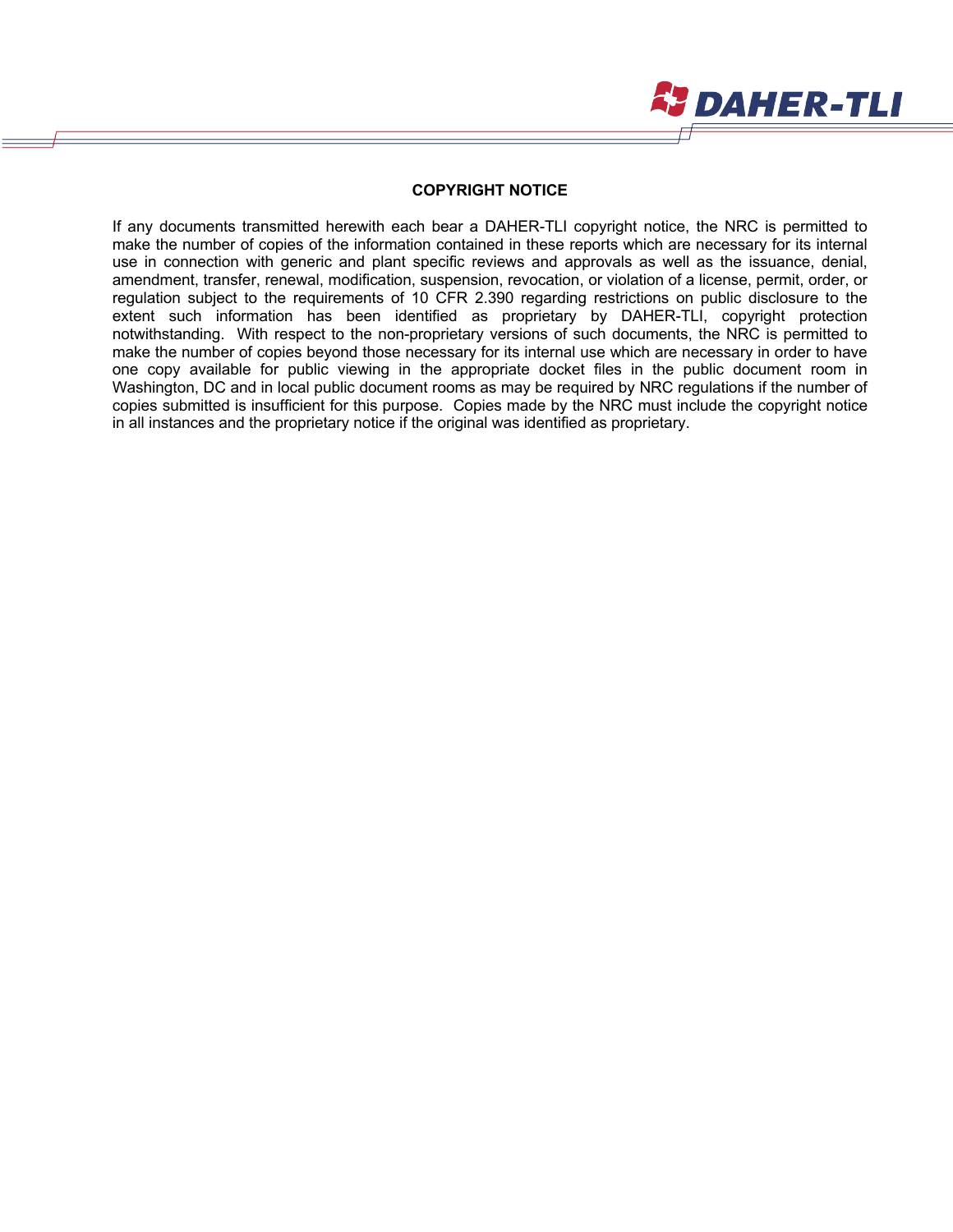## COPYRIGHT NOTICE

If any documents transmitted herewith each bear a DAHER-TLI copyright notice, the NRC is permitted to make the number of copies of the information contained in these reports which are necessary for its internal use in connection with generic and plant specific reviews and approvals as well as the issuance, denial, amendment, transfer, renewal, modification, suspension, revocation, or violation of a license, permit, order, or regulation subject to the requirements of 10 CFR 2.390 regarding restrictions on public disclosure to the extent such information has been identified as proprietary by DAHER-TLI, copyright protection notwithstanding. With respect to the non-proprietary versions of such documents, the NRC is permitted to make the number of copies beyond those necessary for its internal use which are necessary in order to have one copy available for public viewing in the appropriate docket files in the public document room in Washington, DC and in local public document rooms as may be required by NRC regulations if the number of copies submitted is insufficient for this purpose. Copies made by the NRC must include the copyright notice in all instances and the proprietary notice if the original was identified as proprietary.